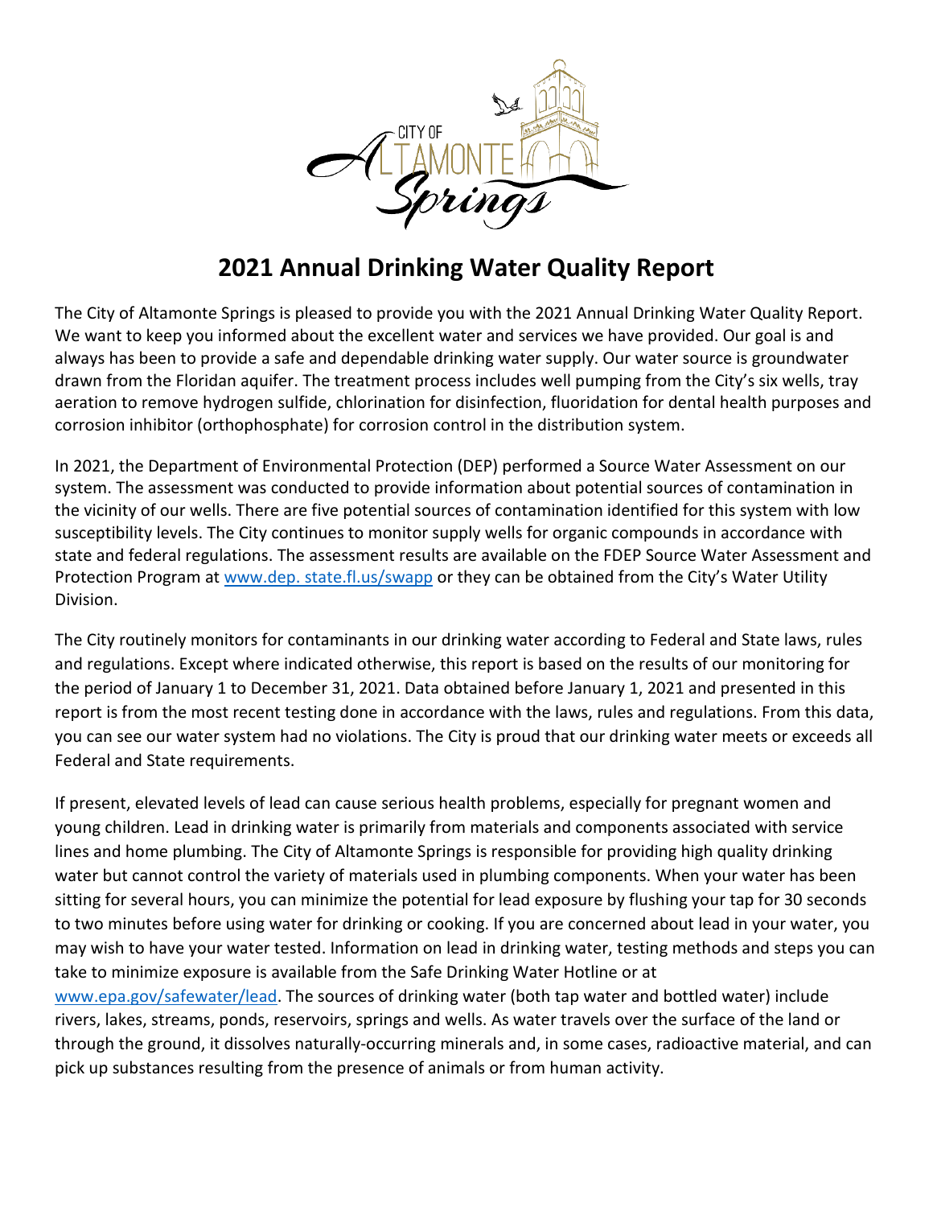# 2021 Annual Drinking Water Quality Report

The City of Altamonte Springs is pleased to provide you with the 2021 Annual Drinking Water Quality Report. We want to keep you informed about the excellent water and services we have provided. Our goal is and always has been to provide a safe and dependable drinking water supply. Our water source is groundwater drawn from the Floridan aquifer. The treatment process includes well pumping from the City's six wells, tray aeration to remove hydrogen sulfide, chlorination for disinfection, fluoridation for dental health purposes and corrosion inhibitor (orthophosphate) for corrosion control in the distribution system.

In 2021, the Department of Environmental Protection (DEP) performed a Source Water Assessment on our system. The assessment was conducted to provide information about potential sources of contamination in the vicinity of our wells. There are five potential sources of contamination identified for this system with low susceptibility levels. The City continues to monitor supply wells for organic compounds in accordance with state and federal regulations. The assessment results are available on the FDEP Source Water Assessment and Protection Program at www.dep. state.fl.us/swapp or they can be obtained from the City's Water Utility Division.

The City routinely monitors for contaminants in our drinking water according to Federal and State laws, rules and regulations. Except where indicated otherwise, this report is based on the results of our monitoring for the period of January 1 to December 31, 2021. Data obtained before January 1, 2021 and presented in this report is from the most recent testing done in accordance with the laws, rules and regulations. From this data, you can see our water system had no violations. The City is proud that our drinking water meets or exceeds all Federal and State requirements.

If present, elevated levels of lead can cause serious health problems, especially for pregnant women and young children. Lead in drinking water is primarily from materials and components associated with service lines and home plumbing. The City of Altamonte Springs is responsible for providing high quality drinking water but cannot control the variety of materials used in plumbing components. When your water has been sitting for several hours, you can minimize the potential for lead exposure by flushing your tap for 30 seconds to two minutes before using water for drinking or cooking. If you are concerned about lead in your water, you may wish to have your water tested. Information on lead in drinking water, testing methods and steps you can take to minimize exposure is available from the Safe Drinking Water Hotline or at www.epa.gov/safewater/lead. The sources of drinking water (both tap water and bottled water) include rivers, lakes, streams, ponds, reservoirs, springs and wells. As water travels over the surface of the land or through the ground, it dissolves naturally-occurring minerals and, in some cases, radioactive material, and can pick up substances resulting from the presence of animals or from human activity.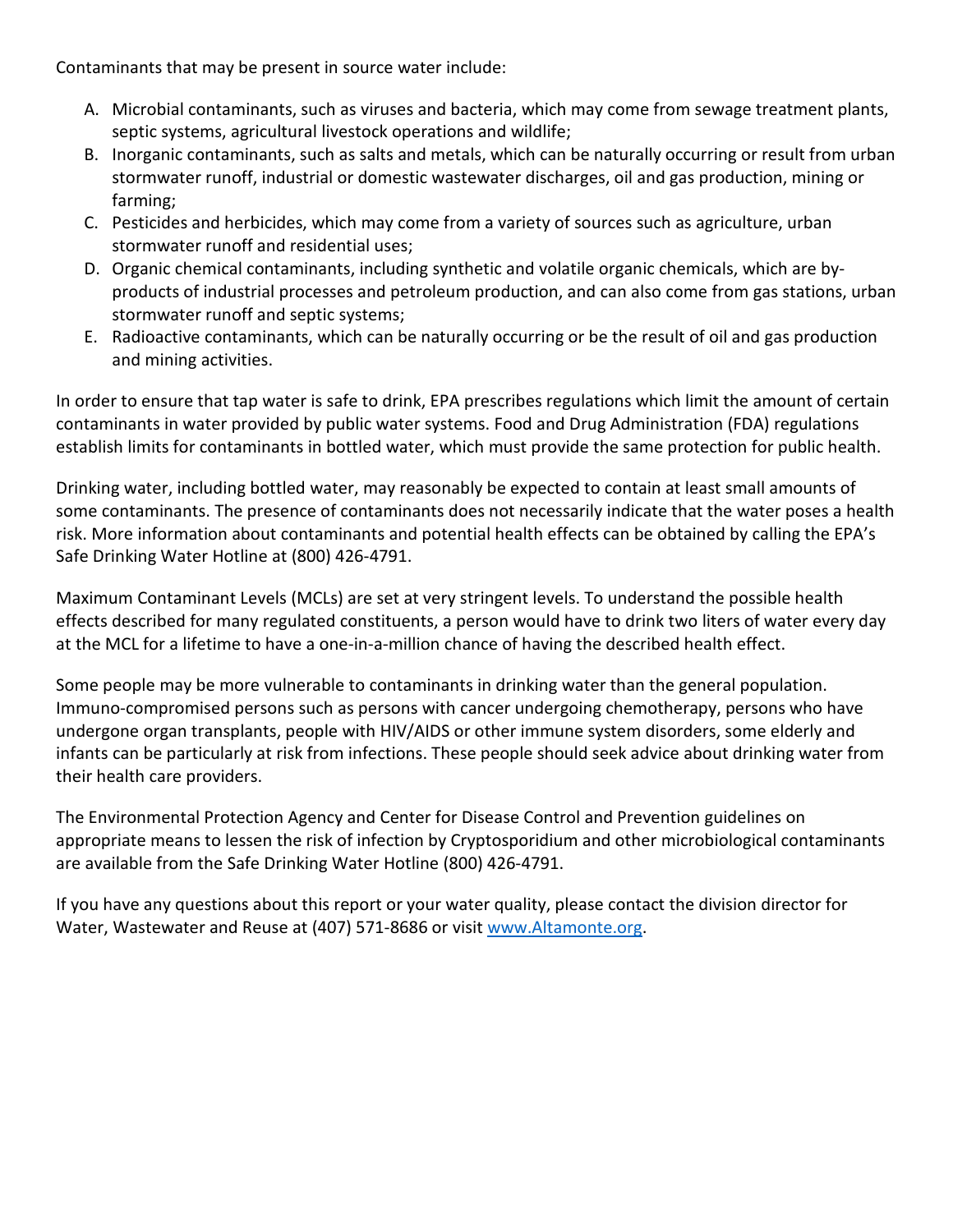Contaminants that may be present in source water include:

A. Microbial contaminants, such as viruses and bacteria, which may come from sewage treatment plants, septic systems, agricultural livestock operations and wildlife;
B. Inorganic contaminants, such as salts and metals, which can be naturally occurring or result from urban stormwater runoff, industrial or domestic wastewater discharges, oil and gas production, mining or farming;
C. Pesticides and herbicides, which may come from a variety of sources such as agriculture, urban stormwater runoff and residential uses;
D. Organic chemical contaminants, including synthetic and volatile organic chemicals, which are by-products of industrial processes and petroleum production, and can also come from gas stations, urban stormwater runoff and septic systems;
E. Radioactive contaminants, which can be naturally occurring or be the result of oil and gas production and mining activities.

In order to ensure that tap water is safe to drink, EPA prescribes regulations which limit the amount of certain contaminants in water provided by public water systems. Food and Drug Administration (FDA) regulations establish limits for contaminants in bottled water, which must provide the same protection for public health.

Drinking water, including bottled water, may reasonably be expected to contain at least small amounts of some contaminants. The presence of contaminants does not necessarily indicate that the water poses a health risk. More information about contaminants and potential health effects can be obtained by calling the EPA's Safe Drinking Water Hotline at (800) 426-4791.

Maximum Contaminant Levels (MCLs) are set at very stringent levels. To understand the possible health effects described for many regulated constituents, a person would have to drink two liters of water every day at the MCL for a lifetime to have a one-in-a-million chance of having the described health effect.

Some people may be more vulnerable to contaminants in drinking water than the general population. Immuno-compromised persons such as persons with cancer undergoing chemotherapy, persons who have undergone organ transplants, people with HIV/AIDS or other immune system disorders, some elderly and infants can be particularly at risk from infections. These people should seek advice about drinking water from their health care providers.

The Environmental Protection Agency and Center for Disease Control and Prevention guidelines on appropriate means to lessen the risk of infection by Cryptosporidium and other microbiological contaminants are available from the Safe Drinking Water Hotline (800) 426-4791.

If you have any questions about this report or your water quality, please contact the division director for Water, Wastewater and Reuse at (407) 571-8686 or visit [www.Altamonte.org](http://www.Altamonte.org).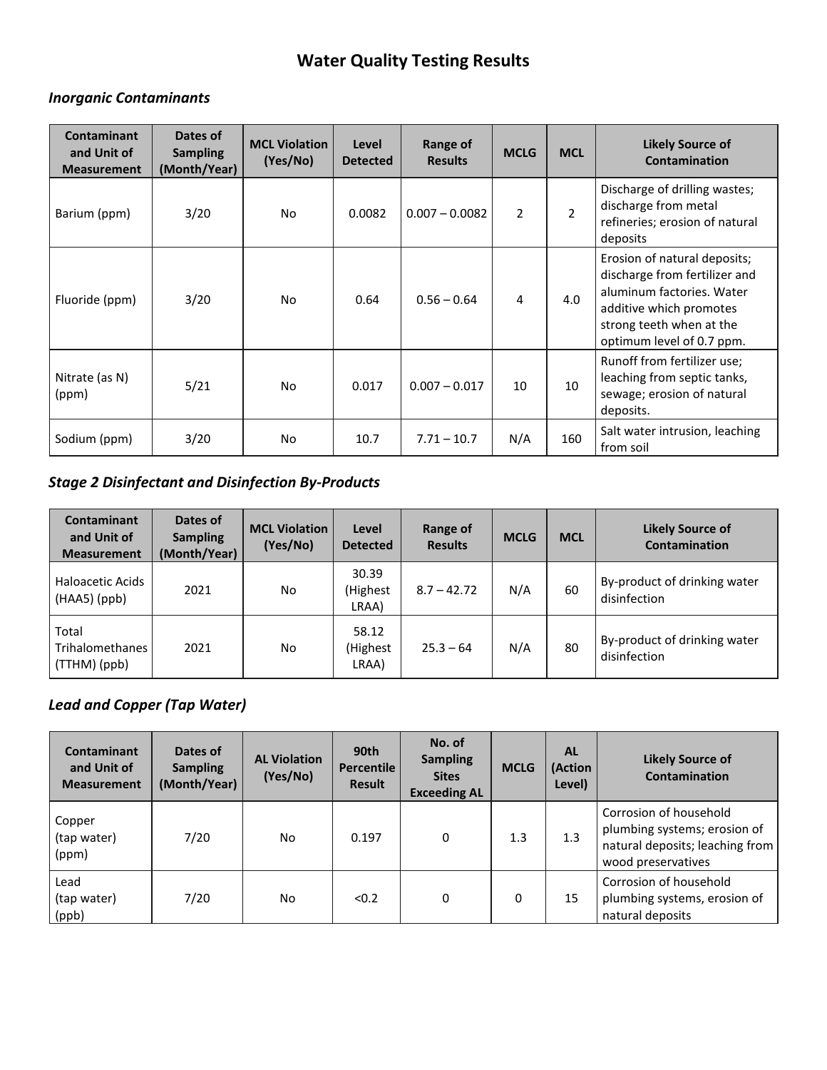# Water Quality Testing Results

### *Inorganic Contaminants*

| Contaminant and Unit of Measurement | Dates of Sampling (Month/Year) | MCL Violation (Yes/No) | Level Detected | Range of Results | MCLG | MCL | Likely Source of Contamination |
|---|---|---|---|---|---|---|---|
| Barium (ppm) | 3/20 | No | 0.0082 | 0.007 – 0.0082 | 2 | 2 | Discharge of drilling wastes; discharge from metal refineries; erosion of natural deposits |
| Fluoride (ppm) | 3/20 | No | 0.64 | 0.56 – 0.64 | 4 | 4.0 | Erosion of natural deposits; discharge from fertilizer and aluminum factories. Water additive which promotes strong teeth when at the optimum level of 0.7 ppm. |
| Nitrate (as N) (ppm) | 5/21 | No | 0.017 | 0.007 – 0.017 | 10 | 10 | Runoff from fertilizer use; leaching from septic tanks, sewage; erosion of natural deposits. |
| Sodium (ppm) | 3/20 | No | 10.7 | 7.71 – 10.7 | N/A | 160 | Salt water intrusion, leaching from soil |

### *Stage 2 Disinfectant and Disinfection By-Products*

| Contaminant and Unit of Measurement | Dates of Sampling (Month/Year) | MCL Violation (Yes/No) | Level Detected | Range of Results | MCLG | MCL | Likely Source of Contamination |
|---|---|---|---|---|---|---|---|
| Haloacetic Acids (HAA5) (ppb) | 2021 | No | 30.39 (Highest LRAA) | 8.7 – 42.72 | N/A | 60 | By-product of drinking water disinfection |
| Total Trihalomethanes (TTHM) (ppb) | 2021 | No | 58.12 (Highest LRAA) | 25.3 – 64 | N/A | 80 | By-product of drinking water disinfection |

### *Lead and Copper (Tap Water)*

| Contaminant and Unit of Measurement | Dates of Sampling (Month/Year) | AL Violation (Yes/No) | 90th Percentile Result | No. of Sampling Sites Exceeding AL | MCLG | AL (Action Level) | Likely Source of Contamination |
|---|---|---|---|---|---|---|---|
| Copper (tap water) (ppm) | 7/20 | No | 0.197 | 0 | 1.3 | 1.3 | Corrosion of household plumbing systems; erosion of natural deposits; leaching from wood preservatives |
| Lead (tap water) (ppb) | 7/20 | No | <0.2 | 0 | 0 | 15 | Corrosion of household plumbing systems, erosion of natural deposits |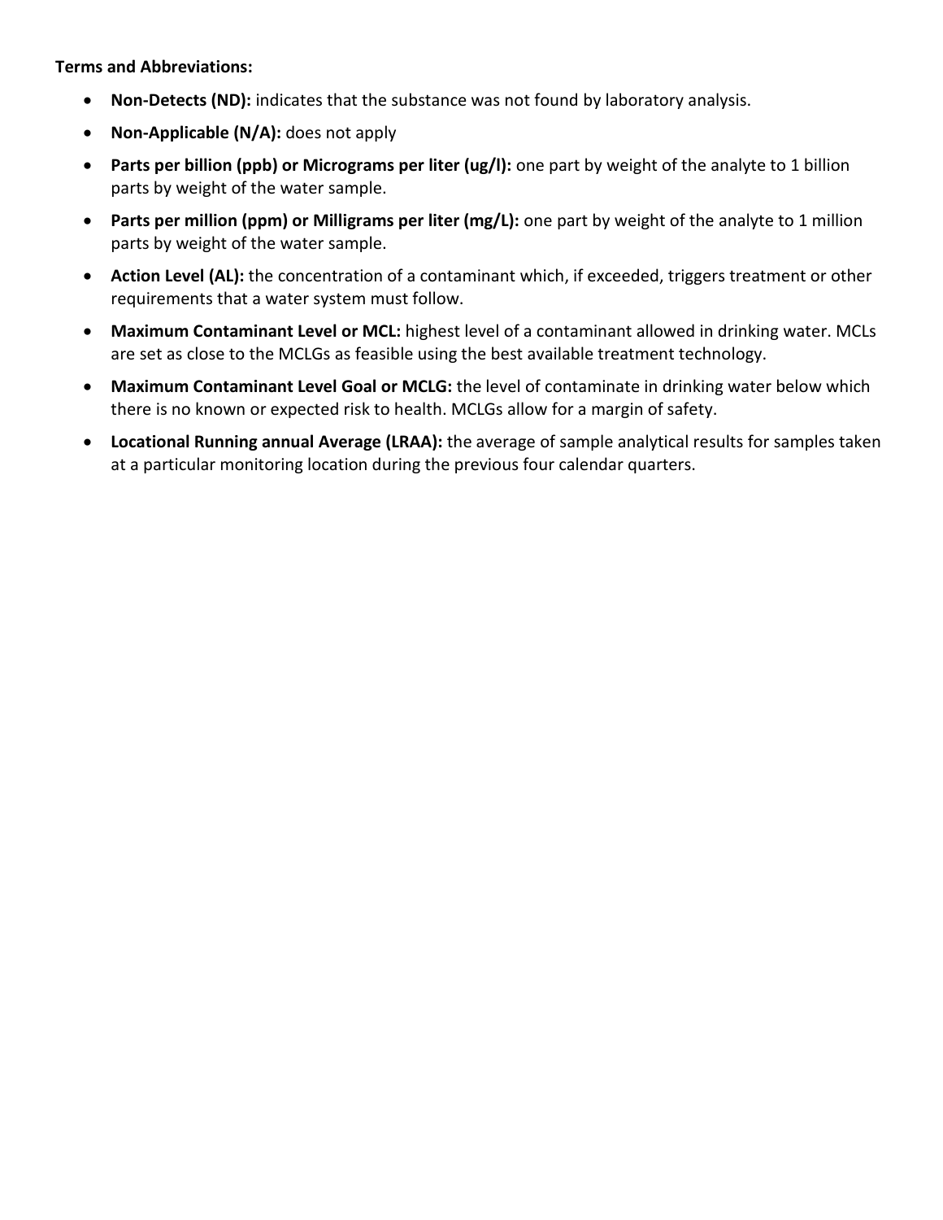**Terms and Abbreviations:**

- **Non-Detects (ND):** indicates that the substance was not found by laboratory analysis.
- **Non-Applicable (N/A):** does not apply
- **Parts per billion (ppb) or Micrograms per liter (ug/l):** one part by weight of the analyte to 1 billion parts by weight of the water sample.
- **Parts per million (ppm) or Milligrams per liter (mg/L):** one part by weight of the analyte to 1 million parts by weight of the water sample.
- **Action Level (AL):** the concentration of a contaminant which, if exceeded, triggers treatment or other requirements that a water system must follow.
- **Maximum Contaminant Level or MCL:** highest level of a contaminant allowed in drinking water. MCLs are set as close to the MCLGs as feasible using the best available treatment technology.
- **Maximum Contaminant Level Goal or MCLG:** the level of contaminate in drinking water below which there is no known or expected risk to health. MCLGs allow for a margin of safety.
- **Locational Running annual Average (LRAA):** the average of sample analytical results for samples taken at a particular monitoring location during the previous four calendar quarters.